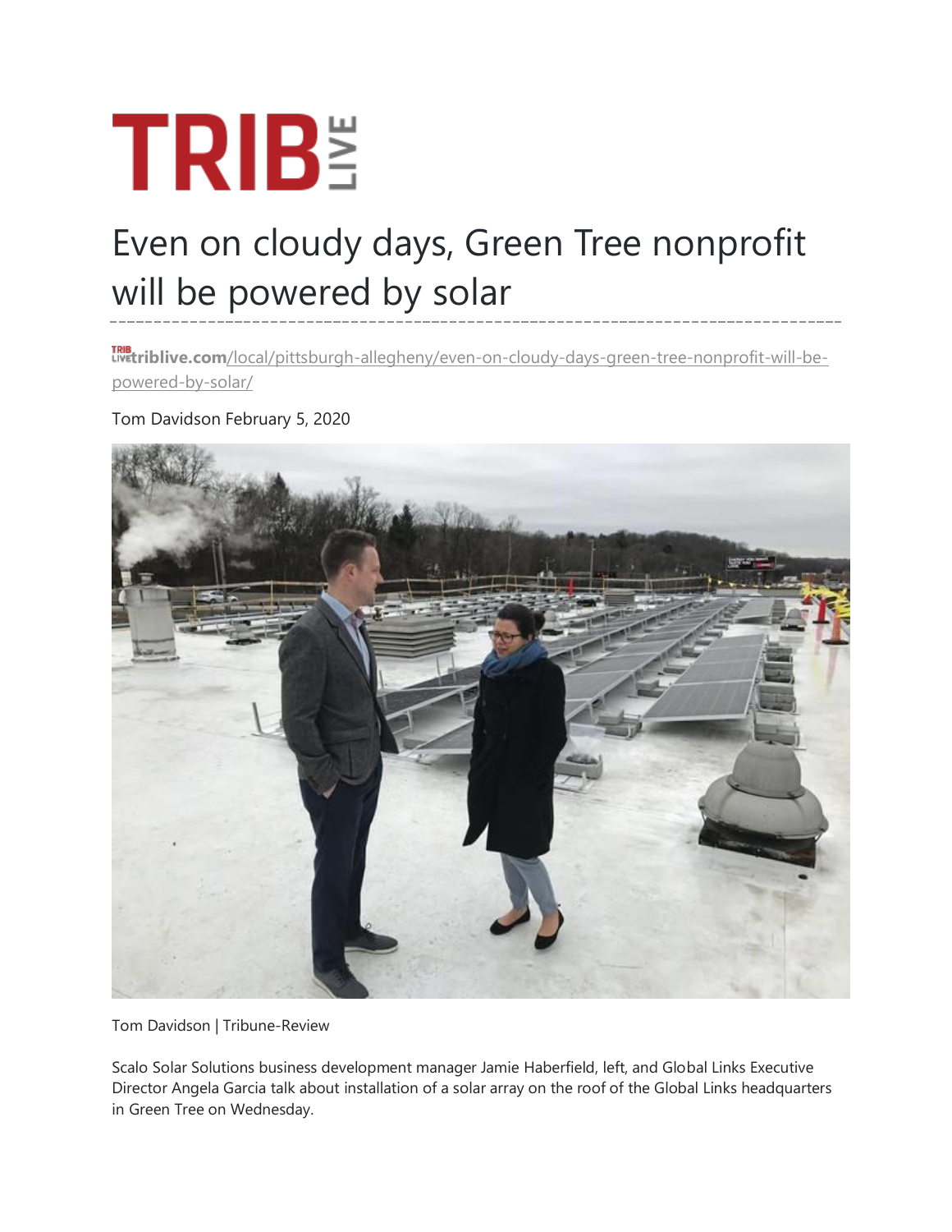# TRIB LIVE

# Even on cloudy days, Green Tree nonprofit will be powered by solar

triblive.com/local/pittsburgh-allegheny/even-on-cloudy-days-green-tree-nonprofit-will-be-powered-by-solar/

Tom Davidson February 5, 2020

Tom Davidson | Tribune-Review

Scalo Solar Solutions business development manager Jamie Haberfield, left, and Global Links Executive Director Angela Garcia talk about installation of a solar array on the roof of the Global Links headquarters in Green Tree on Wednesday.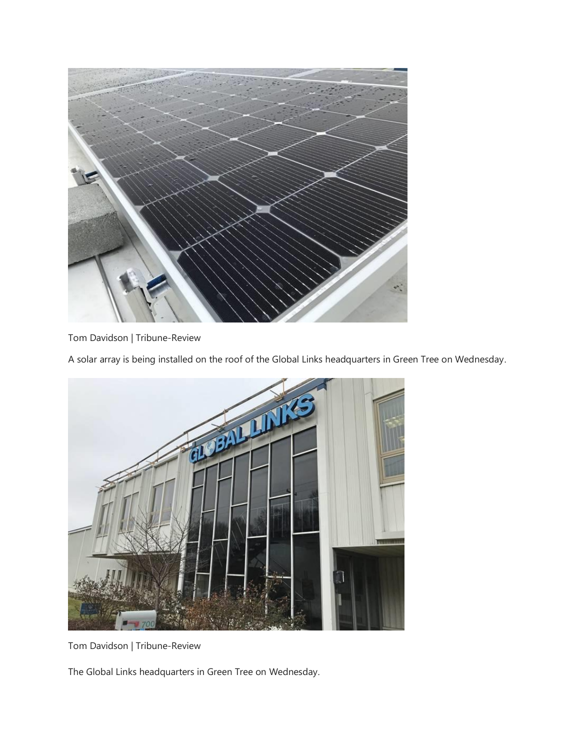Tom Davidson | Tribune-Review

A solar array is being installed on the roof of the Global Links headquarters in Green Tree on Wednesday.

Tom Davidson | Tribune-Review

The Global Links headquarters in Green Tree on Wednesday.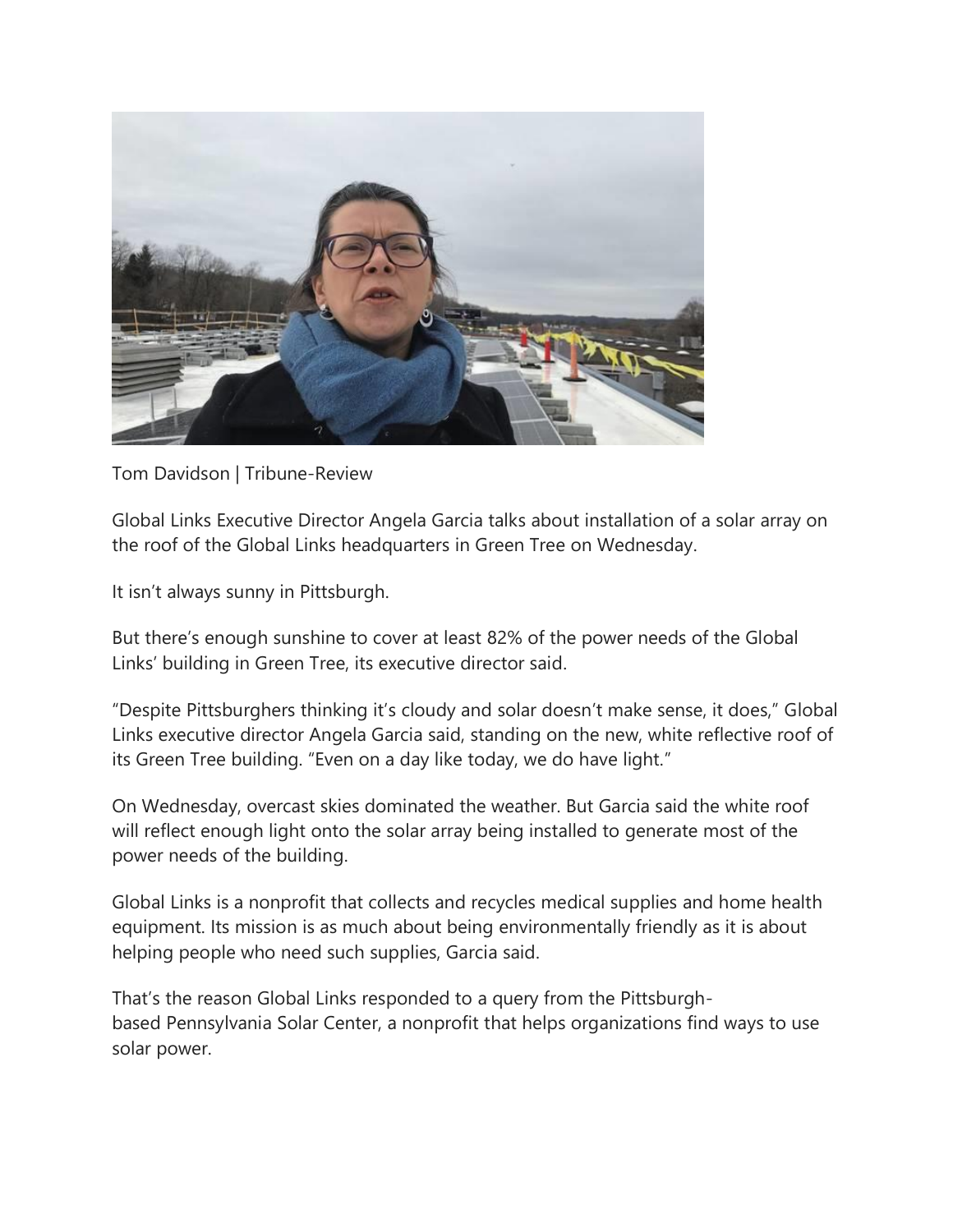Tom Davidson | Tribune-Review

Global Links Executive Director Angela Garcia talks about installation of a solar array on the roof of the Global Links headquarters in Green Tree on Wednesday.

It isn't always sunny in Pittsburgh.

But there's enough sunshine to cover at least 82% of the power needs of the Global Links' building in Green Tree, its executive director said.

"Despite Pittsburghers thinking it's cloudy and solar doesn't make sense, it does," Global Links executive director Angela Garcia said, standing on the new, white reflective roof of its Green Tree building. "Even on a day like today, we do have light."

On Wednesday, overcast skies dominated the weather. But Garcia said the white roof will reflect enough light onto the solar array being installed to generate most of the power needs of the building.

Global Links is a nonprofit that collects and recycles medical supplies and home health equipment. Its mission is as much about being environmentally friendly as it is about helping people who need such supplies, Garcia said.

That's the reason Global Links responded to a query from the Pittsburgh-based Pennsylvania Solar Center, a nonprofit that helps organizations find ways to use solar power.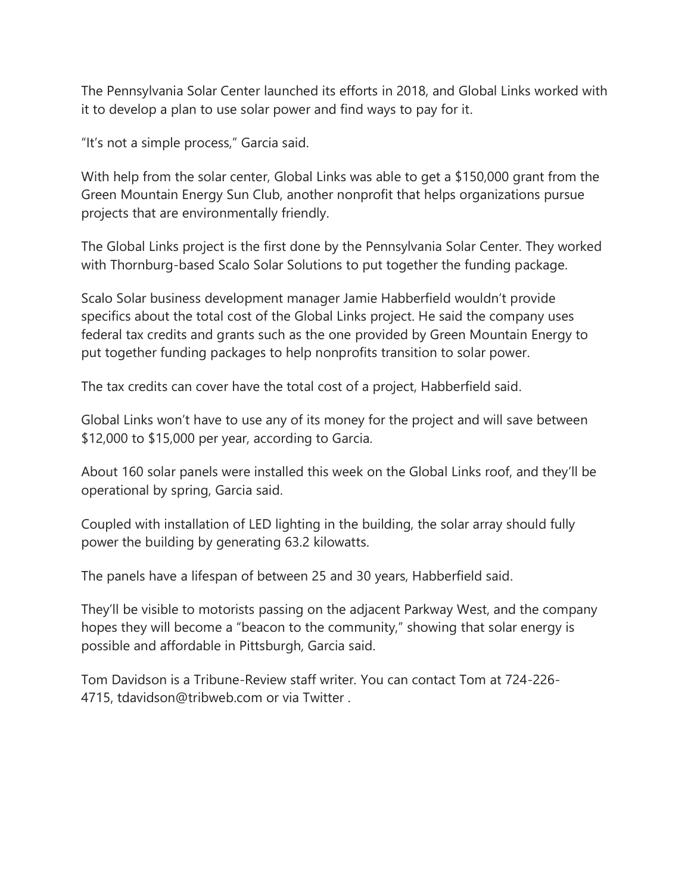The Pennsylvania Solar Center launched its efforts in 2018, and Global Links worked with it to develop a plan to use solar power and find ways to pay for it.

"It's not a simple process," Garcia said.

With help from the solar center, Global Links was able to get a $150,000 grant from the Green Mountain Energy Sun Club, another nonprofit that helps organizations pursue projects that are environmentally friendly.

The Global Links project is the first done by the Pennsylvania Solar Center. They worked with Thornburg-based Scalo Solar Solutions to put together the funding package.

Scalo Solar business development manager Jamie Habberfield wouldn't provide specifics about the total cost of the Global Links project. He said the company uses federal tax credits and grants such as the one provided by Green Mountain Energy to put together funding packages to help nonprofits transition to solar power.

The tax credits can cover have the total cost of a project, Habberfield said.

Global Links won't have to use any of its money for the project and will save between $12,000 to $15,000 per year, according to Garcia.

About 160 solar panels were installed this week on the Global Links roof, and they'll be operational by spring, Garcia said.

Coupled with installation of LED lighting in the building, the solar array should fully power the building by generating 63.2 kilowatts.

The panels have a lifespan of between 25 and 30 years, Habberfield said.

They'll be visible to motorists passing on the adjacent Parkway West, and the company hopes they will become a "beacon to the community," showing that solar energy is possible and affordable in Pittsburgh, Garcia said.

Tom Davidson is a Tribune-Review staff writer. You can contact Tom at 724-226-4715, tdavidson@tribweb.com or via Twitter .